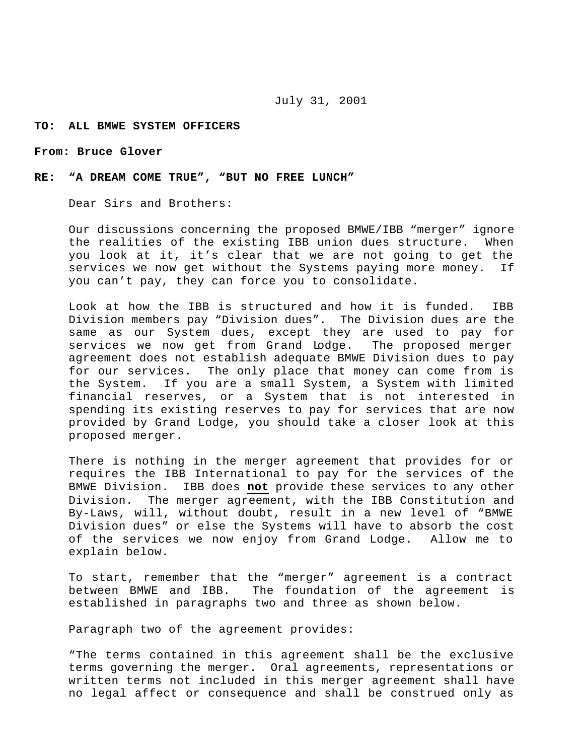July 31, 2001

**TO: ALL BMWE SYSTEM OFFICERS**

**From: Bruce Glover**

**RE: "A DREAM COME TRUE", "BUT NO FREE LUNCH"**

Dear Sirs and Brothers:

Our discussions concerning the proposed BMWE/IBB "merger" ignore the realities of the existing IBB union dues structure. When you look at it, it's clear that we are not going to get the services we now get without the Systems paying more money. If you can't pay, they can force you to consolidate.

Look at how the IBB is structured and how it is funded. IBB Division members pay "Division dues". The Division dues are the same as our System dues, except they are used to pay for services we now get from Grand Lodge. The proposed merger agreement does not establish adequate BMWE Division dues to pay for our services. The only place that money can come from is the System. If you are a small System, a System with limited financial reserves, or a System that is not interested in spending its existing reserves to pay for services that are now provided by Grand Lodge, you should take a closer look at this proposed merger.

There is nothing in the merger agreement that provides for or requires the IBB International to pay for the services of the BMWE Division. IBB does **<u>not</u>** provide these services to any other Division. The merger agreement, with the IBB Constitution and By-Laws, will, without doubt, result in a new level of "BMWE Division dues" or else the Systems will have to absorb the cost of the services we now enjoy from Grand Lodge. Allow me to explain below.

To start, remember that the "merger" agreement is a contract between BMWE and IBB. The foundation of the agreement is established in paragraphs two and three as shown below.

Paragraph two of the agreement provides:

"The terms contained in this agreement shall be the exclusive terms governing the merger. Oral agreements, representations or written terms not included in this merger agreement shall have no legal affect or consequence and shall be construed only as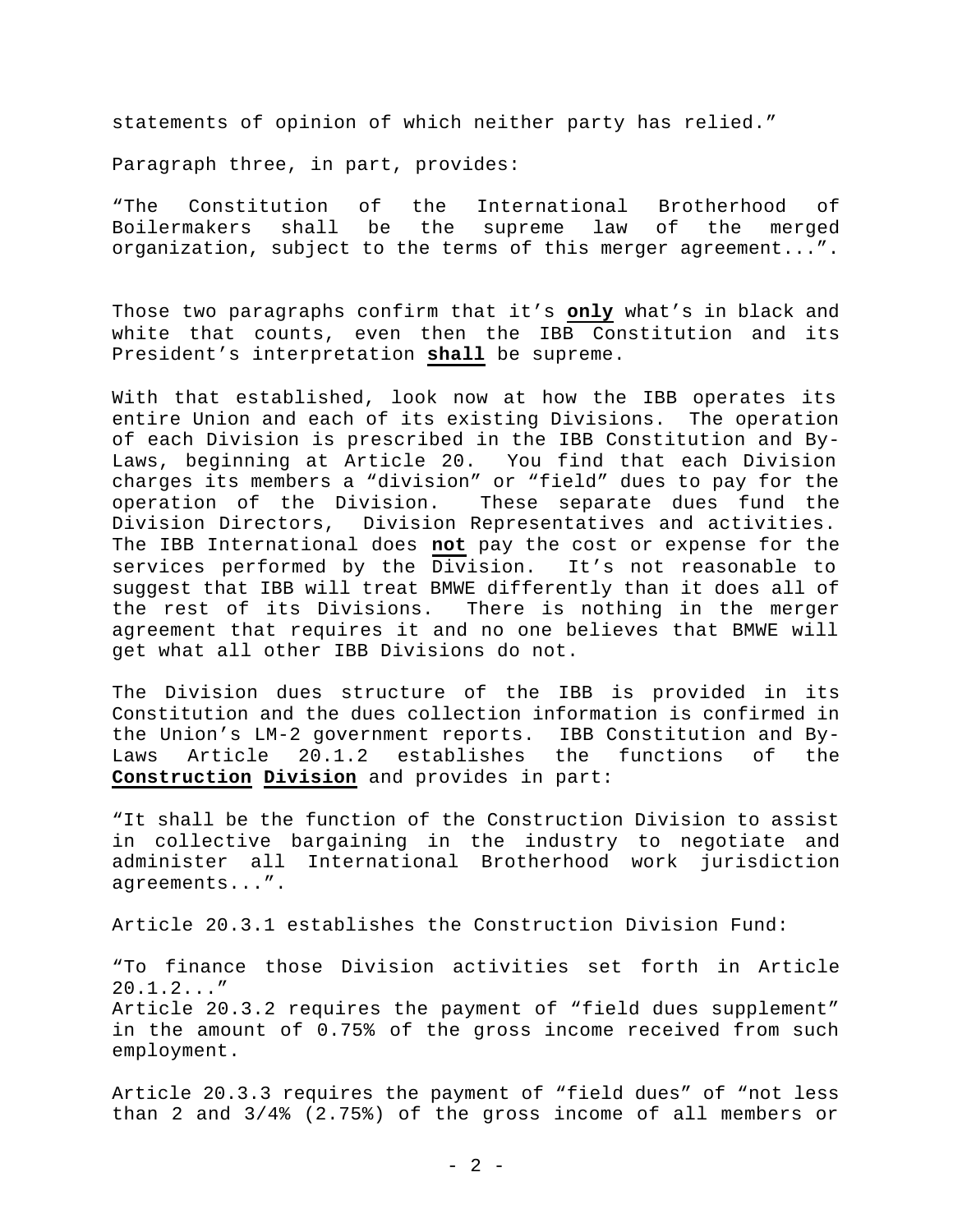statements of opinion of which neither party has relied."

Paragraph three, in part, provides:

"The Constitution of the International Brotherhood of Boilermakers shall be the supreme law of the merged organization, subject to the terms of this merger agreement...".

Those two paragraphs confirm that it's **only** what's in black and white that counts, even then the IBB Constitution and its President's interpretation **shall** be supreme.

With that established, look now at how the IBB operates its entire Union and each of its existing Divisions. The operation of each Division is prescribed in the IBB Constitution and By-Laws, beginning at Article 20. You find that each Division charges its members a "division" or "field" dues to pay for the operation of the Division. These separate dues fund the Division Directors, Division Representatives and activities. The IBB International does **not** pay the cost or expense for the services performed by the Division. It's not reasonable to suggest that IBB will treat BMWE differently than it does all of the rest of its Divisions. There is nothing in the merger agreement that requires it and no one believes that BMWE will get what all other IBB Divisions do not.

The Division dues structure of the IBB is provided in its Constitution and the dues collection information is confirmed in the Union's LM-2 government reports. IBB Constitution and By-Laws Article 20.1.2 establishes the functions of the **Construction Division** and provides in part:

"It shall be the function of the Construction Division to assist in collective bargaining in the industry to negotiate and administer all International Brotherhood work jurisdiction agreements...".

Article 20.3.1 establishes the Construction Division Fund:

"To finance those Division activities set forth in Article 20.1.2..."

Article 20.3.2 requires the payment of "field dues supplement" in the amount of 0.75% of the gross income received from such employment.

Article 20.3.3 requires the payment of "field dues" of "not less than 2 and 3/4% (2.75%) of the gross income of all members or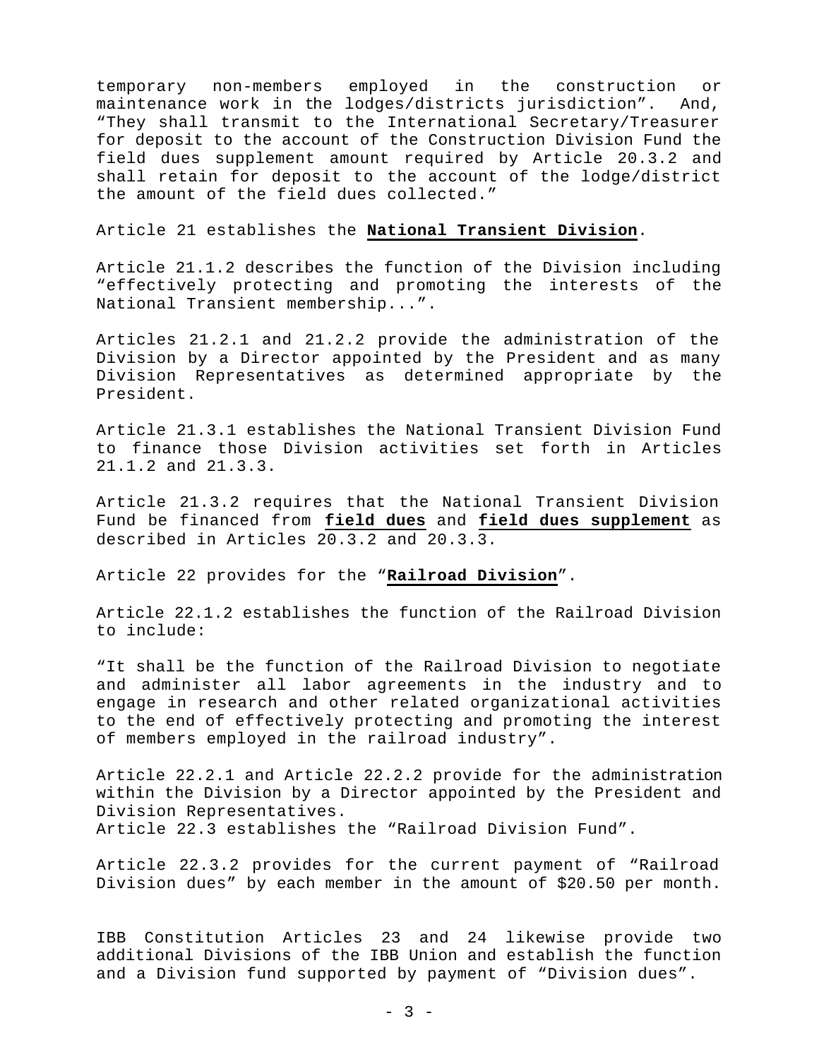temporary non-members employed in the construction or maintenance work in the lodges/districts jurisdiction". And, "They shall transmit to the International Secretary/Treasurer for deposit to the account of the Construction Division Fund the field dues supplement amount required by Article 20.3.2 and shall retain for deposit to the account of the lodge/district the amount of the field dues collected."

Article 21 establishes the **National Transient Division**.

Article 21.1.2 describes the function of the Division including "effectively protecting and promoting the interests of the National Transient membership...".

Articles 21.2.1 and 21.2.2 provide the administration of the Division by a Director appointed by the President and as many Division Representatives as determined appropriate by the President.

Article 21.3.1 establishes the National Transient Division Fund to finance those Division activities set forth in Articles 21.1.2 and 21.3.3.

Article 21.3.2 requires that the National Transient Division Fund be financed from **field dues** and **field dues supplement** as described in Articles 20.3.2 and 20.3.3.

Article 22 provides for the "**Railroad Division**".

Article 22.1.2 establishes the function of the Railroad Division to include:

"It shall be the function of the Railroad Division to negotiate and administer all labor agreements in the industry and to engage in research and other related organizational activities to the end of effectively protecting and promoting the interest of members employed in the railroad industry".

Article 22.2.1 and Article 22.2.2 provide for the administration within the Division by a Director appointed by the President and Division Representatives.
Article 22.3 establishes the "Railroad Division Fund".

Article 22.3.2 provides for the current payment of "Railroad Division dues" by each member in the amount of $20.50 per month.

IBB Constitution Articles 23 and 24 likewise provide two additional Divisions of the IBB Union and establish the function and a Division fund supported by payment of "Division dues".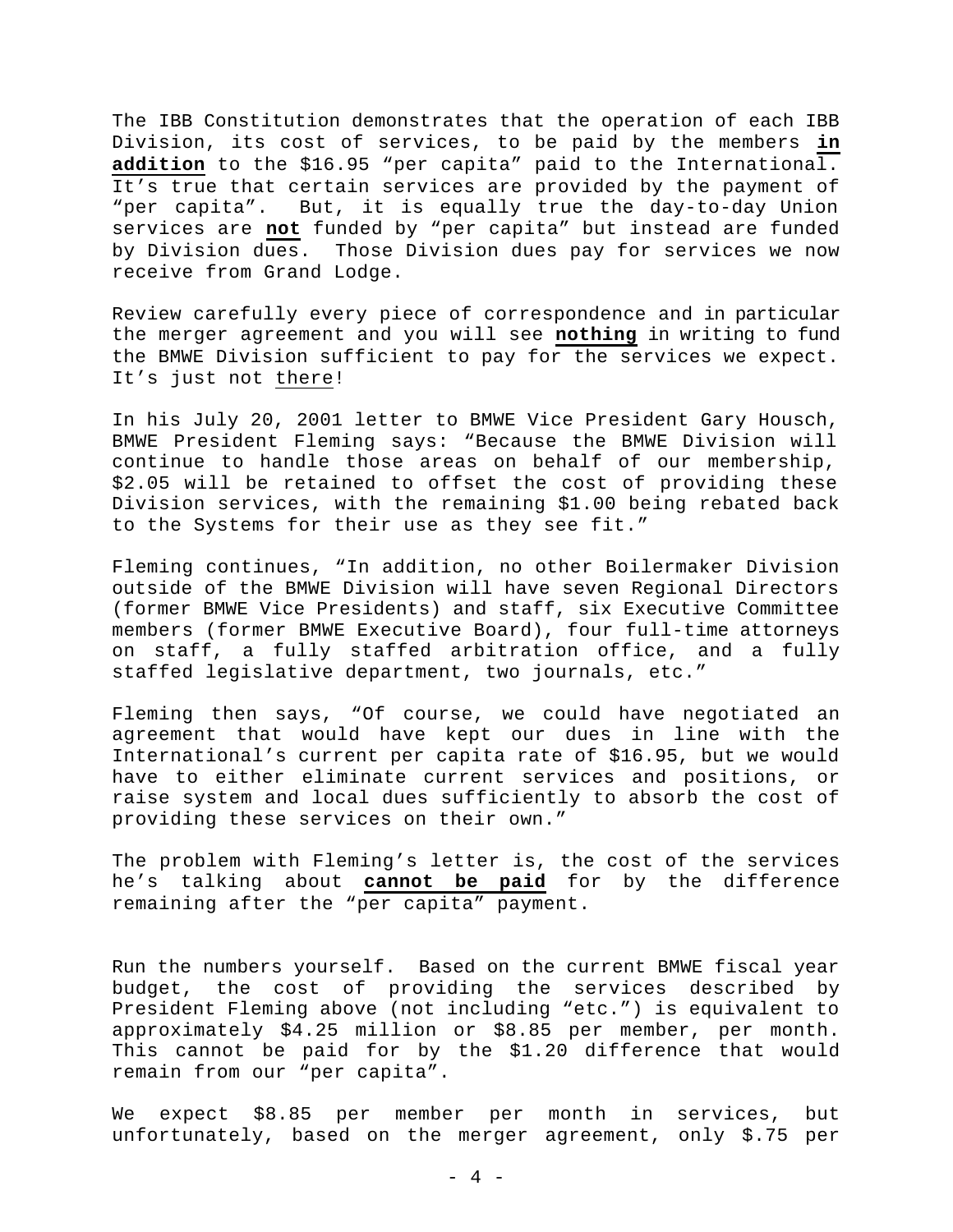The IBB Constitution demonstrates that the operation of each IBB Division, its cost of services, to be paid by the members **in addition** to the $16.95 "per capita" paid to the International. It's true that certain services are provided by the payment of "per capita". But, it is equally true the day-to-day Union services are **not** funded by "per capita" but instead are funded by Division dues. Those Division dues pay for services we now receive from Grand Lodge.

Review carefully every piece of correspondence and in particular the merger agreement and you will see **nothing** in writing to fund the BMWE Division sufficient to pay for the services we expect. It's just not there!

In his July 20, 2001 letter to BMWE Vice President Gary Housch, BMWE President Fleming says: "Because the BMWE Division will continue to handle those areas on behalf of our membership, $2.05 will be retained to offset the cost of providing these Division services, with the remaining $1.00 being rebated back to the Systems for their use as they see fit."

Fleming continues, "In addition, no other Boilermaker Division outside of the BMWE Division will have seven Regional Directors (former BMWE Vice Presidents) and staff, six Executive Committee members (former BMWE Executive Board), four full-time attorneys on staff, a fully staffed arbitration office, and a fully staffed legislative department, two journals, etc."

Fleming then says, "Of course, we could have negotiated an agreement that would have kept our dues in line with the International's current per capita rate of $16.95, but we would have to either eliminate current services and positions, or raise system and local dues sufficiently to absorb the cost of providing these services on their own."

The problem with Fleming's letter is, the cost of the services he's talking about **cannot be paid** for by the difference remaining after the "per capita" payment.

Run the numbers yourself. Based on the current BMWE fiscal year budget, the cost of providing the services described by President Fleming above (not including "etc.") is equivalent to approximately $4.25 million or $8.85 per member, per month. This cannot be paid for by the $1.20 difference that would remain from our "per capita".

We expect $8.85 per member per month in services, but unfortunately, based on the merger agreement, only $.75 per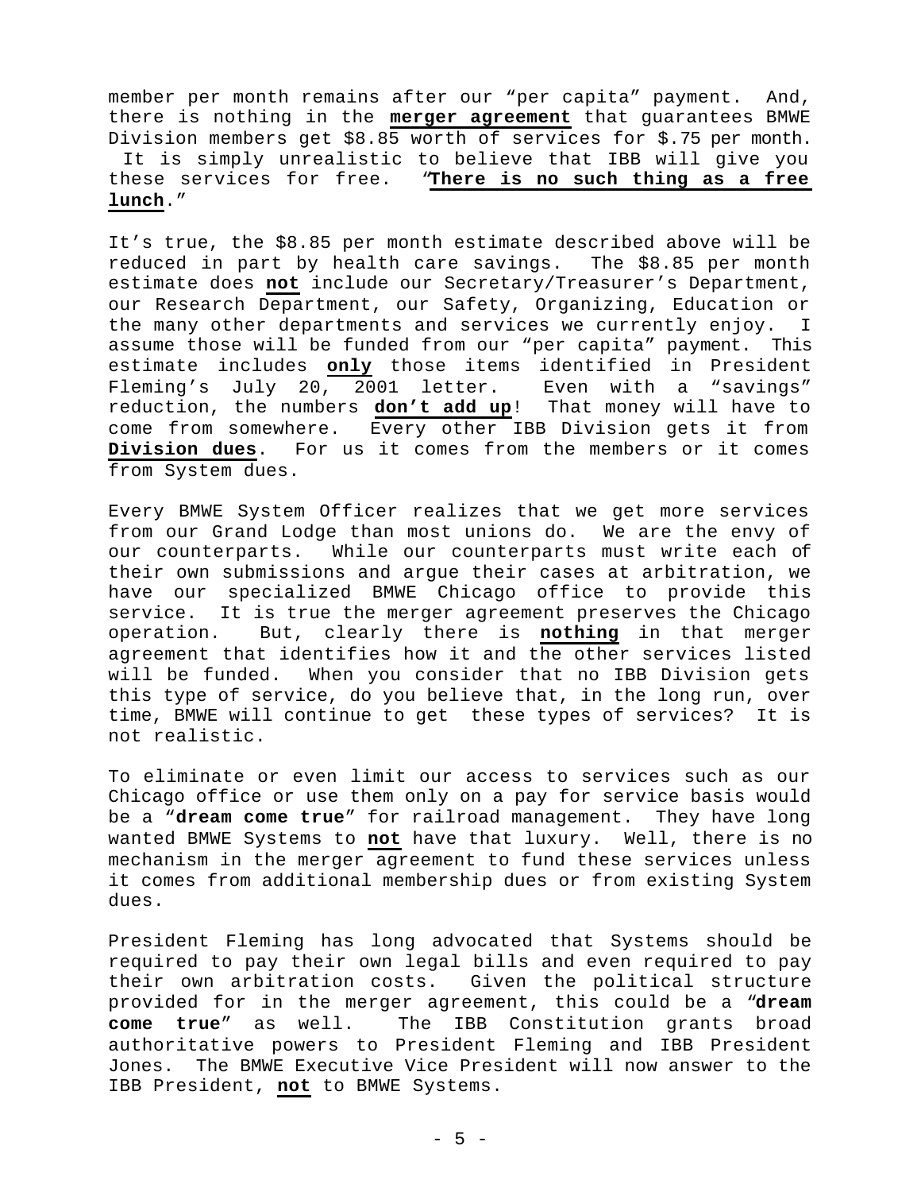member per month remains after our "per capita" payment. And, there is nothing in the **merger agreement** that guarantees BMWE Division members get $8.85 worth of services for $.75 per month. It is simply unrealistic to believe that IBB will give you these services for free. "**There is no such thing as a free lunch**."

It's true, the $8.85 per month estimate described above will be reduced in part by health care savings. The $8.85 per month estimate does **not** include our Secretary/Treasurer's Department, our Research Department, our Safety, Organizing, Education or the many other departments and services we currently enjoy. I assume those will be funded from our "per capita" payment. This estimate includes **only** those items identified in President Fleming's July 20, 2001 letter. Even with a "savings" reduction, the numbers **don't add up**! That money will have to come from somewhere. Every other IBB Division gets it from **Division dues**. For us it comes from the members or it comes from System dues.

Every BMWE System Officer realizes that we get more services from our Grand Lodge than most unions do. We are the envy of our counterparts. While our counterparts must write each of their own submissions and argue their cases at arbitration, we have our specialized BMWE Chicago office to provide this service. It is true the merger agreement preserves the Chicago operation. But, clearly there is **nothing** in that merger agreement that identifies how it and the other services listed will be funded. When you consider that no IBB Division gets this type of service, do you believe that, in the long run, over time, BMWE will continue to get these types of services? It is not realistic.

To eliminate or even limit our access to services such as our Chicago office or use them only on a pay for service basis would be a "**dream come true**" for railroad management. They have long wanted BMWE Systems to **not** have that luxury. Well, there is no mechanism in the merger agreement to fund these services unless it comes from additional membership dues or from existing System dues.

President Fleming has long advocated that Systems should be required to pay their own legal bills and even required to pay their own arbitration costs. Given the political structure provided for in the merger agreement, this could be a "**dream come true**" as well. The IBB Constitution grants broad authoritative powers to President Fleming and IBB President Jones. The BMWE Executive Vice President will now answer to the IBB President, **not** to BMWE Systems.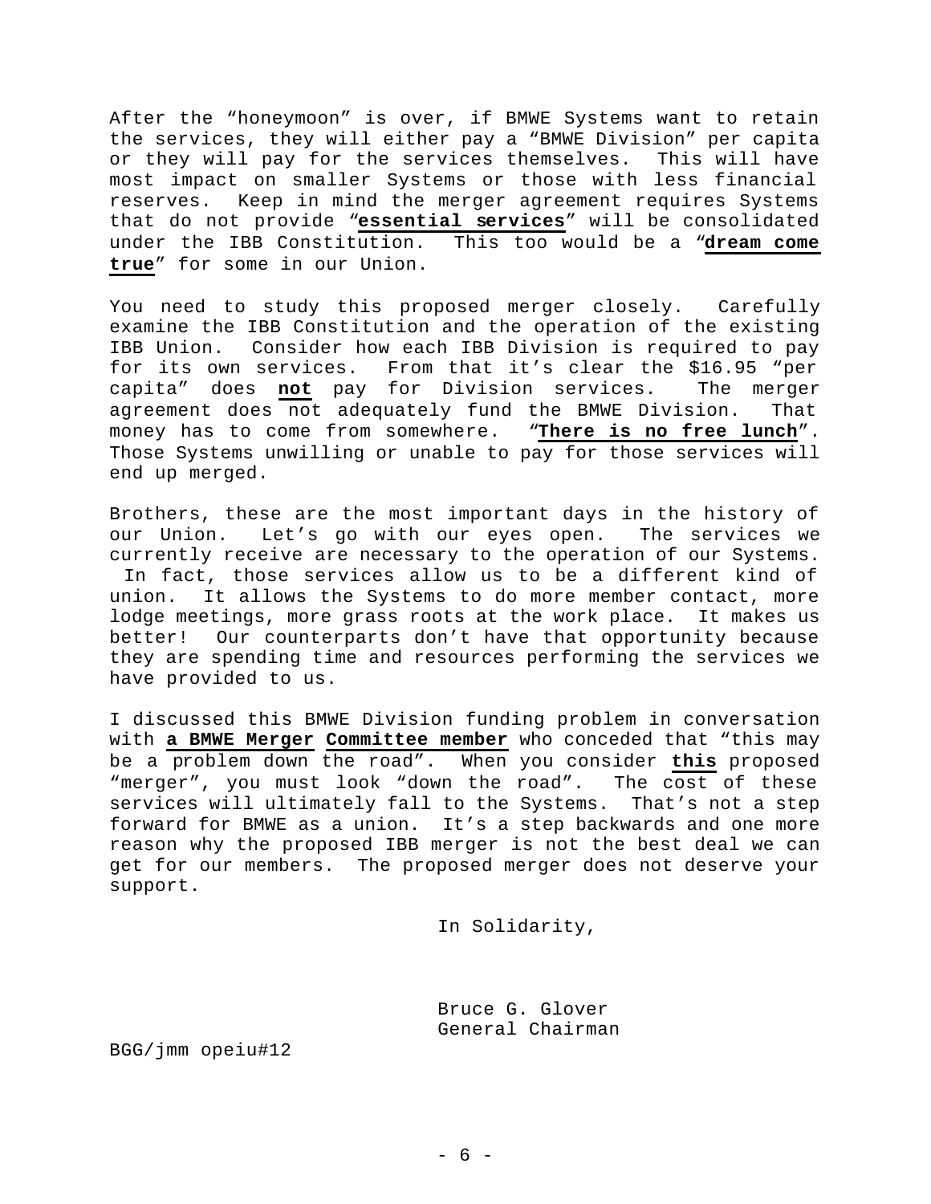After the "honeymoon" is over, if BMWE Systems want to retain the services, they will either pay a "BMWE Division" per capita or they will pay for the services themselves. This will have most impact on smaller Systems or those with less financial reserves. Keep in mind the merger agreement requires Systems that do not provide "**essential services**" will be consolidated under the IBB Constitution. This too would be a "**dream come true**" for some in our Union.

You need to study this proposed merger closely. Carefully examine the IBB Constitution and the operation of the existing IBB Union. Consider how each IBB Division is required to pay for its own services. From that it's clear the $16.95 "per capita" does **not** pay for Division services. The merger agreement does not adequately fund the BMWE Division. That money has to come from somewhere. "**There is no free lunch**". Those Systems unwilling or unable to pay for those services will end up merged.

Brothers, these are the most important days in the history of our Union. Let's go with our eyes open. The services we currently receive are necessary to the operation of our Systems. In fact, those services allow us to be a different kind of union. It allows the Systems to do more member contact, more lodge meetings, more grass roots at the work place. It makes us better! Our counterparts don't have that opportunity because they are spending time and resources performing the services we have provided to us.

I discussed this BMWE Division funding problem in conversation with **a BMWE Merger Committee member** who conceded that "this may be a problem down the road". When you consider **this** proposed "merger", you must look "down the road". The cost of these services will ultimately fall to the Systems. That's not a step forward for BMWE as a union. It's a step backwards and one more reason why the proposed IBB merger is not the best deal we can get for our members. The proposed merger does not deserve your support.

In Solidarity,

Bruce G. Glover
General Chairman

BGG/jmm opeiu#12